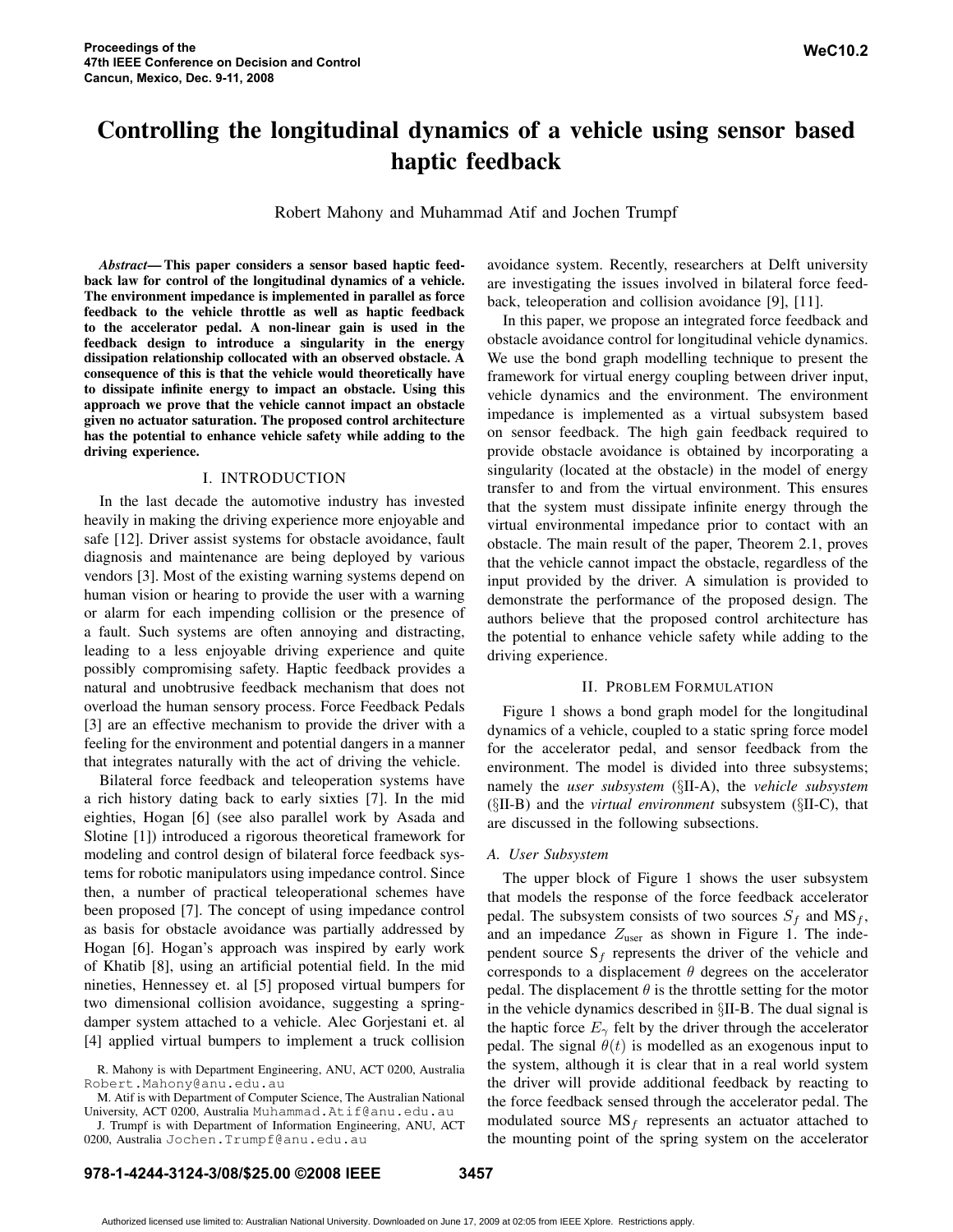# Controlling the longitudinal dynamics of a vehicle using sensor based haptic feedback

Robert Mahony and Muhammad Atif and Jochen Trumpf

***Abstract*— This paper considers a sensor based haptic feedback law for control of the longitudinal dynamics of a vehicle. The environment impedance is implemented in parallel as force feedback to the vehicle throttle as well as haptic feedback to the accelerator pedal. A non-linear gain is used in the feedback design to introduce a singularity in the energy dissipation relationship collocated with an observed obstacle. A consequence of this is that the vehicle would theoretically have to dissipate infinite energy to impact an obstacle. Using this approach we prove that the vehicle cannot impact an obstacle given no actuator saturation. The proposed control architecture has the potential to enhance vehicle safety while adding to the driving experience.**

## I. INTRODUCTION

In the last decade the automotive industry has invested heavily in making the driving experience more enjoyable and safe [12]. Driver assist systems for obstacle avoidance, fault diagnosis and maintenance are being deployed by various vendors [3]. Most of the existing warning systems depend on human vision or hearing to provide the user with a warning or alarm for each impending collision or the presence of a fault. Such systems are often annoying and distracting, leading to a less enjoyable driving experience and quite possibly compromising safety. Haptic feedback provides a natural and unobtrusive feedback mechanism that does not overload the human sensory process. Force Feedback Pedals [3] are an effective mechanism to provide the driver with a feeling for the environment and potential dangers in a manner that integrates naturally with the act of driving the vehicle.

Bilateral force feedback and teleoperation systems have a rich history dating back to early sixties [7]. In the mid eighties, Hogan [6] (see also parallel work by Asada and Slotine [1]) introduced a rigorous theoretical framework for modeling and control design of bilateral force feedback systems for robotic manipulators using impedance control. Since then, a number of practical teleoperational schemes have been proposed [7]. The concept of using impedance control as basis for obstacle avoidance was partially addressed by Hogan [6]. Hogan's approach was inspired by early work of Khatib [8], using an artificial potential field. In the mid nineties, Hennessey et. al [5] proposed virtual bumpers for two dimensional collision avoidance, suggesting a spring-damper system attached to a vehicle. Alec Gorjestani et. al [4] applied virtual bumpers to implement a truck collision avoidance system. Recently, researchers at Delft university are investigating the issues involved in bilateral force feedback, teleoperation and collision avoidance [9], [11].

In this paper, we propose an integrated force feedback and obstacle avoidance control for longitudinal vehicle dynamics. We use the bond graph modelling technique to present the framework for virtual energy coupling between driver input, vehicle dynamics and the environment. The environment impedance is implemented as a virtual subsystem based on sensor feedback. The high gain feedback required to provide obstacle avoidance is obtained by incorporating a singularity (located at the obstacle) in the model of energy transfer to and from the virtual environment. This ensures that the system must dissipate infinite energy through the virtual environmental impedance prior to contact with an obstacle. The main result of the paper, Theorem 2.1, proves that the vehicle cannot impact the obstacle, regardless of the input provided by the driver. A simulation is provided to demonstrate the performance of the proposed design. The authors believe that the proposed control architecture has the potential to enhance vehicle safety while adding to the driving experience.

## II. PROBLEM FORMULATION

Figure 1 shows a bond graph model for the longitudinal dynamics of a vehicle, coupled to a static spring force model for the accelerator pedal, and sensor feedback from the environment. The model is divided into three subsystems; namely the *user subsystem* (§II-A), the *vehicle subsystem* (§II-B) and the *virtual environment* subsystem (§II-C), that are discussed in the following subsections.

### A. User Subsystem

The upper block of Figure 1 shows the user subsystem that models the response of the force feedback accelerator pedal. The subsystem consists of two sources $S_f$ and $MS_f$, and an impedance $Z_{\text{user}}$ as shown in Figure 1. The independent source $S_f$ represents the driver of the vehicle and corresponds to a displacement $\theta$ degrees on the accelerator pedal. The displacement $\theta$ is the throttle setting for the motor in the vehicle dynamics described in §II-B. The dual signal is the haptic force $E_\gamma$ felt by the driver through the accelerator pedal. The signal $\theta(t)$ is modelled as an exogenous input to the system, although it is clear that in a real world system the driver will provide additional feedback by reacting to the force feedback sensed through the accelerator pedal. The modulated source $MS_f$ represents an actuator attached to the mounting point of the spring system on the accelerator

R. Mahony is with Department Engineering, ANU, ACT 0200, Australia Robert.Mahony@anu.edu.au

M. Atif is with Department of Computer Science, The Australian National University, ACT 0200, Australia Muhammad.Atif@anu.edu.au

J. Trumpf is with Department of Information Engineering, ANU, ACT 0200, Australia Jochen.Trumpf@anu.edu.au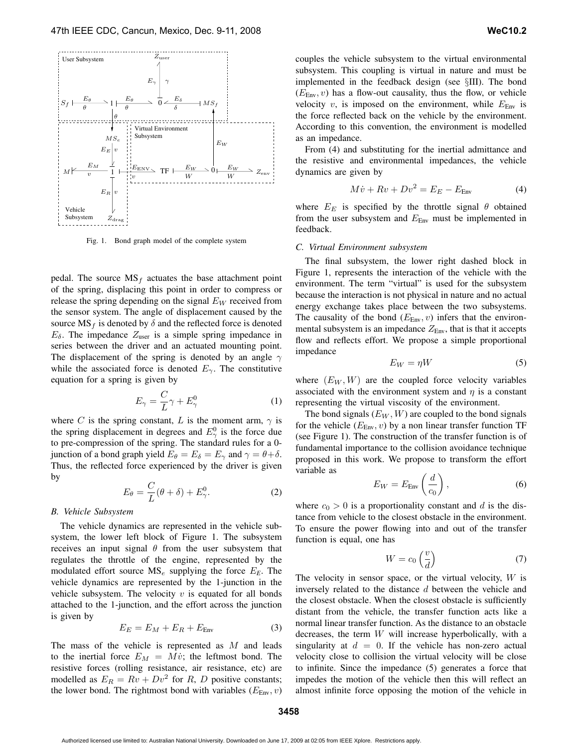Fig. 1. Bond graph model of the complete system

pedal. The source $MS_f$ actuates the base attachment point of the spring, displacing this point in order to compress or release the spring depending on the signal $E_W$ received from the sensor system. The angle of displacement caused by the source $MS_f$ is denoted by $\delta$ and the reflected force is denoted $E_\delta$. The impedance $Z_{\text{user}}$ is a simple spring impedance in series between the driver and an actuated mounting point. The displacement of the spring is denoted by an angle $\gamma$ while the associated force is denoted $E_\gamma$. The constitutive equation for a spring is given by

$$E_\gamma = \frac{C}{L}\gamma + E_\gamma^0 \tag{1}$$

where $C$ is the spring constant, $L$ is the moment arm, $\gamma$ is the spring displacement in degrees and $E_\gamma^0$ is the force due to pre-compression of the spring. The standard rules for a 0-junction of a bond graph yield $E_\theta = E_\delta = E_\gamma$ and $\gamma = \theta + \delta$. Thus, the reflected force experienced by the driver is given by

$$E_\theta = \frac{C}{L}(\theta + \delta) + E_\gamma^0. \tag{2}$$

### B. Vehicle Subsystem

The vehicle dynamics are represented in the vehicle subsystem, the lower left block of Figure 1. The subsystem receives an input signal $\theta$ from the user subsystem that regulates the throttle of the engine, represented by the modulated effort source $MS_e$ supplying the force $E_E$. The vehicle dynamics are represented by the 1-junction in the vehicle subsystem. The velocity $v$ is equated for all bonds attached to the 1-junction, and the effort across the junction is given by

$$E_E = E_M + E_R + E_{\text{Env}} \tag{3}$$

The mass of the vehicle is represented as $M$ and leads to the inertial force $E_M = M\dot{v}$; the leftmost bond. The resistive forces (rolling resistance, air resistance, etc) are modelled as $E_R = Rv + Dv^2$ for $R$, $D$ positive constants; the lower bond. The rightmost bond with variables $(E_{\text{Env}}, v)$ couples the vehicle subsystem to the virtual environmental subsystem. This coupling is virtual in nature and must be implemented in the feedback design (see §III). The bond $(E_{\text{Env}}, v)$ has a flow-out causality, thus the flow, or vehicle velocity $v$, is imposed on the environment, while $E_{\text{Env}}$ is the force reflected back on the vehicle by the environment. According to this convention, the environment is modelled as an impedance.

From (4) and substituting for the inertial admittance and the resistive and environmental impedances, the vehicle dynamics are given by

$$M\dot{v} + Rv + Dv^2 = E_E - E_{\text{Env}} \tag{4}$$

where $E_E$ is specified by the throttle signal $\theta$ obtained from the user subsystem and $E_{\text{Env}}$ must be implemented in feedback.

### C. Virtual Environment subsystem

The final subsystem, the lower right dashed block in Figure 1, represents the interaction of the vehicle with the environment. The term "virtual" is used for the subsystem because the interaction is not physical in nature and no actual energy exchange takes place between the two subsystems. The causality of the bond $(E_{\text{Env}}, v)$ infers that the environmental subsystem is an impedance $Z_{\text{Env}}$, that is that it accepts flow and reflects effort. We propose a simple proportional impedance

$$E_W = \eta W \tag{5}$$

where $(E_W, W)$ are the coupled force velocity variables associated with the environment system and $\eta$ is a constant representing the virtual viscosity of the environment.

The bond signals $(E_W, W)$ are coupled to the bond signals for the vehicle $(E_{\text{Env}}, v)$ by a non linear transfer function TF (see Figure 1). The construction of the transfer function is of fundamental importance to the collision avoidance technique proposed in this work. We propose to transform the effort variable as

$$E_W = E_{\text{Env}}\left(\frac{d}{c_0}\right), \tag{6}$$

where $c_0 > 0$ is a proportionality constant and $d$ is the distance from vehicle to the closest obstacle in the environment. To ensure the power flowing into and out of the transfer function is equal, one has

$$W = c_0\left(\frac{v}{d}\right) \tag{7}$$

The velocity in sensor space, or the virtual velocity, $W$ is inversely related to the distance $d$ between the vehicle and the closest obstacle. When the closest obstacle is sufficiently distant from the vehicle, the transfer function acts like a normal linear transfer function. As the distance to an obstacle decreases, the term $W$ will increase hyperbolically, with a singularity at $d = 0$. If the vehicle has non-zero actual velocity close to collision the virtual velocity will be close to infinite. Since the impedance (5) generates a force that impedes the motion of the vehicle then this will reflect an almost infinite force opposing the motion of the vehicle in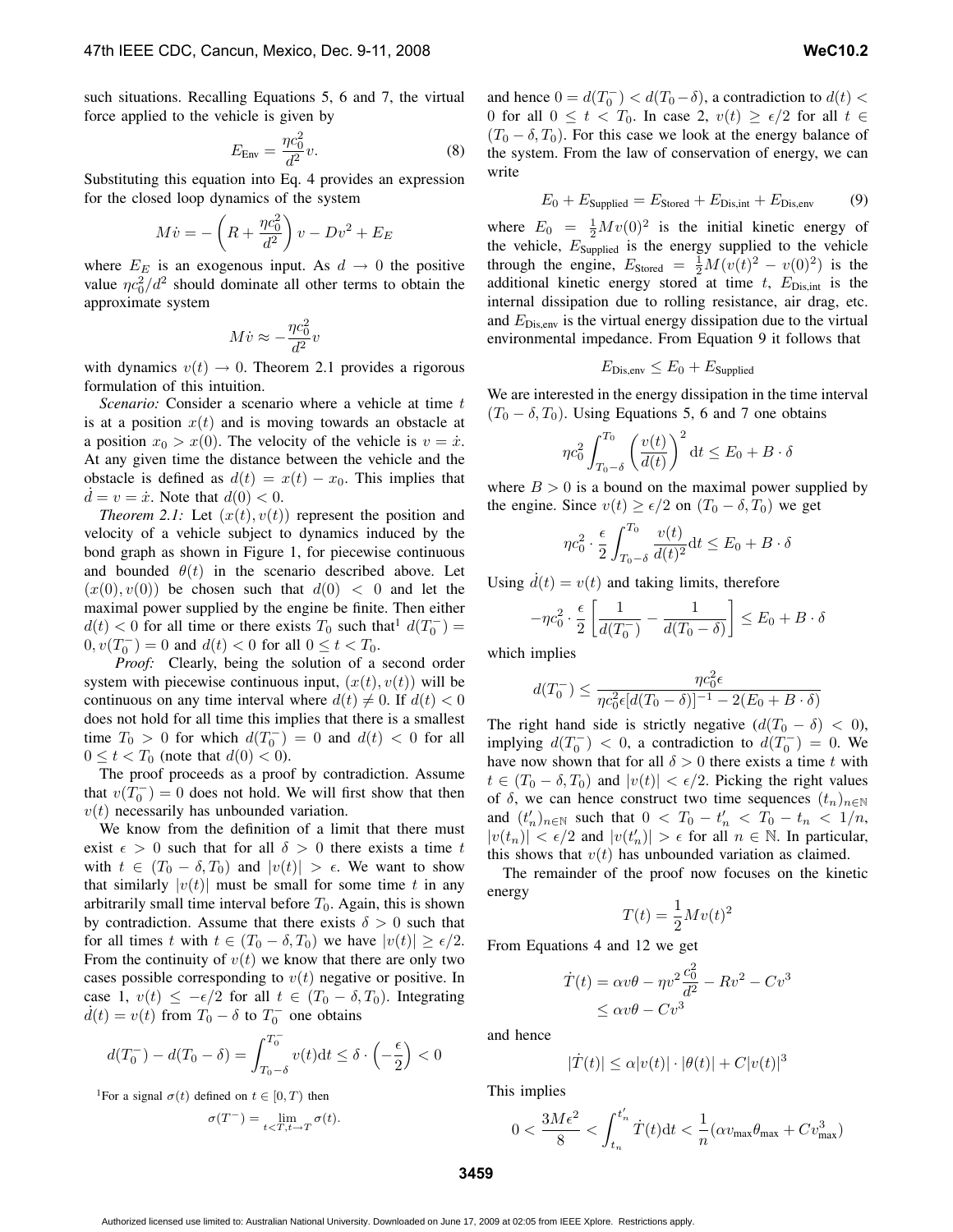such situations. Recalling Equations 5, 6 and 7, the virtual force applied to the vehicle is given by

$$E_{\text{Env}} = \frac{\eta c_0^2}{d^2} v. \tag{8}$$

Substituting this equation into Eq. 4 provides an expression for the closed loop dynamics of the system

$$M\dot{v} = -\left(R + \frac{\eta c_0^2}{d^2}\right) v - Dv^2 + E_E$$

where $E_E$ is an exogenous input. As $d \to 0$ the positive value $\eta c_0^2/d^2$ should dominate all other terms to obtain the approximate system

$$M\dot{v} \approx -\frac{\eta c_0^2}{d^2} v$$

with dynamics $v(t) \to 0$. Theorem 2.1 provides a rigorous formulation of this intuition.

*Scenario:* Consider a scenario where a vehicle at time $t$ is at a position $x(t)$ and is moving towards an obstacle at a position $x_0 > x(0)$. The velocity of the vehicle is $v = \dot{x}$. At any given time the distance between the vehicle and the obstacle is defined as $d(t) = x(t) - x_0$. This implies that $\dot{d} = v = \dot{x}$. Note that $d(0) < 0$.

*Theorem 2.1:* Let $(x(t), v(t))$ represent the position and velocity of a vehicle subject to dynamics induced by the bond graph as shown in Figure 1, for piecewise continuous and bounded $\theta(t)$ in the scenario described above. Let $(x(0), v(0))$ be chosen such that $d(0) < 0$ and let the maximal power supplied by the engine be finite. Then either $d(t) < 0$ for all time or there exists $T_0$ such that[1] $d(T_0^-) = 0, v(T_0^-) = 0$ and $d(t) < 0$ for all $0 \leq t < T_0$.

*Proof:* Clearly, being the solution of a second order system with piecewise continuous input, $(x(t), v(t))$ will be continuous on any time interval where $d(t) \neq 0$. If $d(t) < 0$ does not hold for all time this implies that there is a smallest time $T_0 > 0$ for which $d(T_0^-) = 0$ and $d(t) < 0$ for all $0 \leq t < T_0$ (note that $d(0) < 0$).

The proof proceeds as a proof by contradiction. Assume that $v(T_0^-) = 0$ does not hold. We will first show that then $v(t)$ necessarily has unbounded variation.

We know from the definition of a limit that there must exist $\epsilon > 0$ such that for all $\delta > 0$ there exists a time $t$ with $t \in (T_0 - \delta, T_0)$ and $|v(t)| > \epsilon$. We want to show that similarly $|v(t)|$ must be small for some time $t$ in any arbitrarily small time interval before $T_0$. Again, this is shown by contradiction. Assume that there exists $\delta > 0$ such that for all times $t$ with $t \in (T_0 - \delta, T_0)$ we have $|v(t)| \geq \epsilon/2$. From the continuity of $v(t)$ we know that there are only two cases possible corresponding to $v(t)$ negative or positive. In case 1, $v(t) \leq -\epsilon/2$ for all $t \in (T_0 - \delta, T_0)$. Integrating $\dot{d}(t) = v(t)$ from $T_0 - \delta$ to $T_0^-$ one obtains

$$d(T_0^-) - d(T_0 - \delta) = \int_{T_0 - \delta}^{T_0^-} v(t)\mathrm{d}t \leq \delta \cdot \left(-\frac{\epsilon}{2}\right) < 0$$

and hence $0 = d(T_0^-) < d(T_0 - \delta)$, a contradiction to $d(t) < 0$ for all $0 \leq t < T_0$. In case 2, $v(t) \geq \epsilon/2$ for all $t \in (T_0 - \delta, T_0)$. For this case we look at the energy balance of the system. From the law of conservation of energy, we can write

$$E_0 + E_{\text{Supplied}} = E_{\text{Stored}} + E_{\text{Dis,int}} + E_{\text{Dis,env}} \tag{9}$$

where $E_0 = \frac{1}{2}Mv(0)^2$ is the initial kinetic energy of the vehicle, $E_{\text{Supplied}}$ is the energy supplied to the vehicle through the engine, $E_{\text{Stored}} = \frac{1}{2}M(v(t)^2 - v(0)^2)$ is the additional kinetic energy stored at time $t$, $E_{\text{Dis,int}}$ is the internal dissipation due to rolling resistance, air drag, etc. and $E_{\text{Dis,env}}$ is the virtual energy dissipation due to the virtual environmental impedance. From Equation 9 it follows that

$$E_{\text{Dis,env}} \leq E_0 + E_{\text{Supplied}}$$

We are interested in the energy dissipation in the time interval $(T_0 - \delta, T_0)$. Using Equations 5, 6 and 7 one obtains

$$\eta c_0^2 \int_{T_0 - \delta}^{T_0} \left(\frac{v(t)}{d(t)}\right)^2 \mathrm{d}t \leq E_0 + B \cdot \delta$$

where $B > 0$ is a bound on the maximal power supplied by the engine. Since $v(t) \geq \epsilon/2$ on $(T_0 - \delta, T_0)$ we get

$$\eta c_0^2 \cdot \frac{\epsilon}{2} \int_{T_0 - \delta}^{T_0} \frac{v(t)}{d(t)^2} \mathrm{d}t \leq E_0 + B \cdot \delta$$

Using $\dot{d}(t) = v(t)$ and taking limits, therefore

$$-\eta c_0^2 \cdot \frac{\epsilon}{2} \left[\frac{1}{d(T_0^-)} - \frac{1}{d(T_0 - \delta)}\right] \leq E_0 + B \cdot \delta$$

which implies

$$d(T_0^-) \leq \frac{\eta c_0^2 \epsilon}{\eta c_0^2 \epsilon [d(T_0 - \delta)]^{-1} - 2(E_0 + B \cdot \delta)}$$

The right hand side is strictly negative ($d(T_0 - \delta) < 0$), implying $d(T_0^-) < 0$, a contradiction to $d(T_0^-) = 0$. We have now shown that for all $\delta > 0$ there exists a time $t$ with $t \in (T_0 - \delta, T_0)$ and $|v(t)| < \epsilon/2$. Picking the right values of $\delta$, we can hence construct two time sequences $(t_n)_{n \in \mathbb{N}}$ and $(t'_n)_{n \in \mathbb{N}}$ such that $0 < T_0 - t'_n < T_0 - t_n < 1/n$, $|v(t_n)| < \epsilon/2$ and $|v(t'_n)| > \epsilon$ for all $n \in \mathbb{N}$. In particular, this shows that $v(t)$ has unbounded variation as claimed.

The remainder of the proof now focuses on the kinetic energy

$$T(t) = \frac{1}{2}Mv(t)^2$$

From Equations 4 and 12 we get

$$\begin{aligned}
\dot{T}(t) &= \alpha v \theta - \eta v^2 \frac{c_0^2}{d^2} - Rv^2 - Cv^3 \\
&\leq \alpha v \theta - Cv^3
\end{aligned}$$

and hence

$$|\dot{T}(t)| \leq \alpha |v(t)| \cdot |\theta(t)| + C|v(t)|^3$$

This implies

$$0 < \frac{3M\epsilon^2}{8} < \int_{t_n}^{t'_n} \dot{T}(t)\mathrm{d}t < \frac{1}{n}(\alpha v_{\max} \theta_{\max} + C v_{\max}^3)$$

[1] For a signal $\sigma(t)$ defined on $t \in [0, T)$ then

$$\sigma(T^-) = \lim_{t < T, t \to T} \sigma(t).$$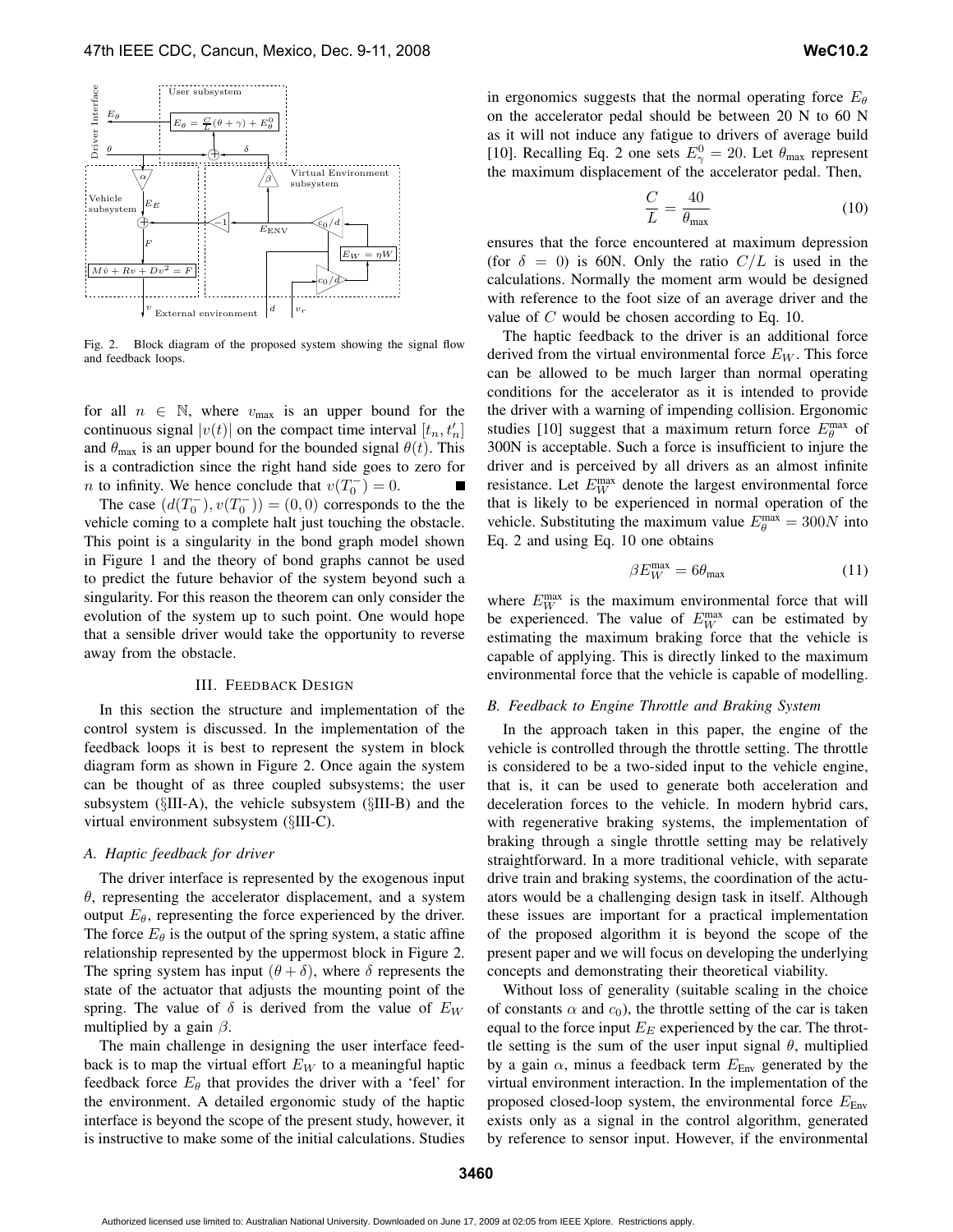Driver Interface

User subsystem

$E_\theta$

$E_\theta = \frac{C}{L}(\theta+\gamma) + E_\theta^0$

$\theta$

$\delta$

$\alpha$

$\beta$

Virtual Environment subsystem

Vehicle subsystem

$E_E$

$-1$

$E_{\mathrm{ENV}}$

$c_0/d$

$F$

$E_W = \eta W$

$M\dot{v} + Rv + Dv^2 = F$

$c_0/d$

$v$ External environment

$d$

$v_r$

Fig. 2. Block diagram of the proposed system showing the signal flow and feedback loops.

for all $n \in \mathbb{N}$, where $v_{\max}$ is an upper bound for the continuous signal $|v(t)|$ on the compact time interval $[t_n, t_n']$ and $\theta_{\max}$ is an upper bound for the bounded signal $\theta(t)$. This is a contradiction since the right hand side goes to zero for $n$ to infinity. We hence conclude that $v(T_0^-) = 0$. ∎

The case $(d(T_0^-), v(T_0^-)) = (0, 0)$ corresponds to the the vehicle coming to a complete halt just touching the obstacle. This point is a singularity in the bond graph model shown in Figure 1 and the theory of bond graphs cannot be used to predict the future behavior of the system beyond such a singularity. For this reason the theorem can only consider the evolution of the system up to such point. One would hope that a sensible driver would take the opportunity to reverse away from the obstacle.

## III. Feedback Design

In this section the structure and implementation of the control system is discussed. In the implementation of the feedback loops it is best to represent the system in block diagram form as shown in Figure 2. Once again the system can be thought of as three coupled subsystems; the user subsystem (§III-A), the vehicle subsystem (§III-B) and the virtual environment subsystem (§III-C).

### A. Haptic feedback for driver

The driver interface is represented by the exogenous input $\theta$, representing the accelerator displacement, and a system output $E_\theta$, representing the force experienced by the driver. The force $E_\theta$ is the output of the spring system, a static affine relationship represented by the uppermost block in Figure 2. The spring system has input $(\theta + \delta)$, where $\delta$ represents the state of the actuator that adjusts the mounting point of the spring. The value of $\delta$ is derived from the value of $E_W$ multiplied by a gain $\beta$.

The main challenge in designing the user interface feedback is to map the virtual effort $E_W$ to a meaningful haptic feedback force $E_\theta$ that provides the driver with a 'feel' for the environment. A detailed ergonomic study of the haptic interface is beyond the scope of the present study, however, it is instructive to make some of the initial calculations. Studies in ergonomics suggests that the normal operating force $E_\theta$ on the accelerator pedal should be between 20 N to 60 N as it will not induce any fatigue to drivers of average build [10]. Recalling Eq. 2 one sets $E_\gamma^0 = 20$. Let $\theta_{\max}$ represent the maximum displacement of the accelerator pedal. Then,

$$\frac{C}{L} = \frac{40}{\theta_{\max}} \tag{10}$$

ensures that the force encountered at maximum depression (for $\delta = 0$) is 60N. Only the ratio $C/L$ is used in the calculations. Normally the moment arm would be designed with reference to the foot size of an average driver and the value of $C$ would be chosen according to Eq. 10.

The haptic feedback to the driver is an additional force derived from the virtual environmental force $E_W$. This force can be allowed to be much larger than normal operating conditions for the accelerator as it is intended to provide the driver with a warning of impending collision. Ergonomic studies [10] suggest that a maximum return force $E_\theta^{\max}$ of 300N is acceptable. Such a force is insufficient to injure the driver and is perceived by all drivers as an almost infinite resistance. Let $E_W^{\max}$ denote the largest environmental force that is likely to be experienced in normal operation of the vehicle. Substituting the maximum value $E_\theta^{\max} = 300N$ into Eq. 2 and using Eq. 10 one obtains

$$\beta E_W^{\max} = 6\theta_{\max} \tag{11}$$

where $E_W^{\max}$ is the maximum environmental force that will be experienced. The value of $E_W^{\max}$ can be estimated by estimating the maximum braking force that the vehicle is capable of applying. This is directly linked to the maximum environmental force that the vehicle is capable of modelling.

### B. Feedback to Engine Throttle and Braking System

In the approach taken in this paper, the engine of the vehicle is controlled through the throttle setting. The throttle is considered to be a two-sided input to the vehicle engine, that is, it can be used to generate both acceleration and deceleration forces to the vehicle. In modern hybrid cars, with regenerative braking systems, the implementation of braking through a single throttle setting may be relatively straightforward. In a more traditional vehicle, with separate drive train and braking systems, the coordination of the actuators would be a challenging design task in itself. Although these issues are important for a practical implementation of the proposed algorithm it is beyond the scope of the present paper and we will focus on developing the underlying concepts and demonstrating their theoretical viability.

Without loss of generality (suitable scaling in the choice of constants $\alpha$ and $c_0$), the throttle setting of the car is taken equal to the force input $E_E$ experienced by the car. The throttle setting is the sum of the user input signal $\theta$, multiplied by a gain $\alpha$, minus a feedback term $E_{\mathrm{Env}}$ generated by the virtual environment interaction. In the implementation of the proposed closed-loop system, the environmental force $E_{\mathrm{Env}}$ exists only as a signal in the control algorithm, generated by reference to sensor input. However, if the environmental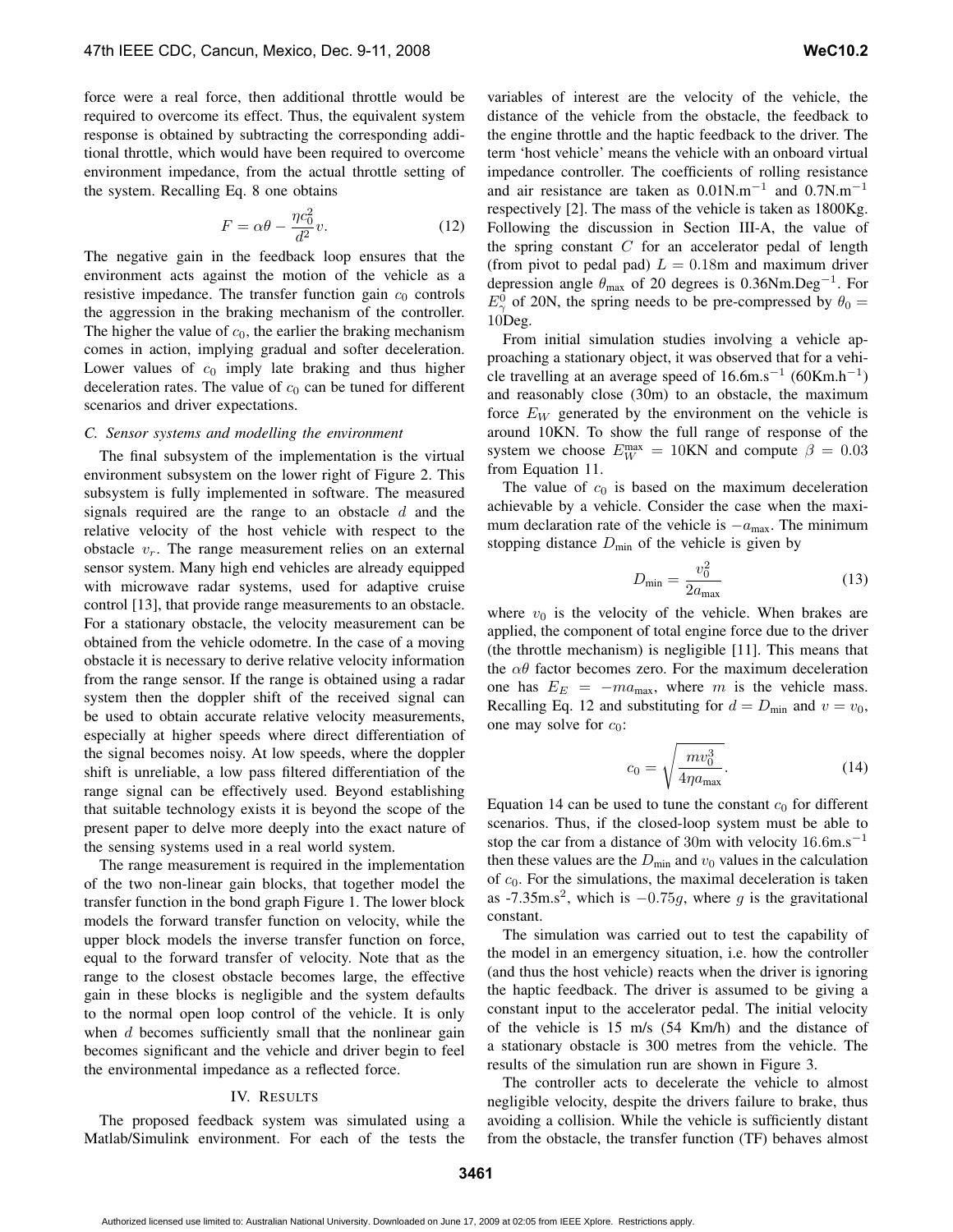force were a real force, then additional throttle would be required to overcome its effect. Thus, the equivalent system response is obtained by subtracting the corresponding additional throttle, which would have been required to overcome environment impedance, from the actual throttle setting of the system. Recalling Eq. 8 one obtains

$$F = \alpha\theta - \frac{\eta c_0^2}{d^2} v. \tag{12}$$

The negative gain in the feedback loop ensures that the environment acts against the motion of the vehicle as a resistive impedance. The transfer function gain $c_0$ controls the aggression in the braking mechanism of the controller. The higher the value of $c_0$, the earlier the braking mechanism comes in action, implying gradual and softer deceleration. Lower values of $c_0$ imply late braking and thus higher deceleration rates. The value of $c_0$ can be tuned for different scenarios and driver expectations.

### C. Sensor systems and modelling the environment

The final subsystem of the implementation is the virtual environment subsystem on the lower right of Figure 2. This subsystem is fully implemented in software. The measured signals required are the range to an obstacle $d$ and the relative velocity of the host vehicle with respect to the obstacle $v_r$. The range measurement relies on an external sensor system. Many high end vehicles are already equipped with microwave radar systems, used for adaptive cruise control [13], that provide range measurements to an obstacle. For a stationary obstacle, the velocity measurement can be obtained from the vehicle odometre. In the case of a moving obstacle it is necessary to derive relative velocity information from the range sensor. If the range is obtained using a radar system then the doppler shift of the received signal can be used to obtain accurate relative velocity measurements, especially at higher speeds where direct differentiation of the signal becomes noisy. At low speeds, where the doppler shift is unreliable, a low pass filtered differentiation of the range signal can be effectively used. Beyond establishing that suitable technology exists it is beyond the scope of the present paper to delve more deeply into the exact nature of the sensing systems used in a real world system.

The range measurement is required in the implementation of the two non-linear gain blocks, that together model the transfer function in the bond graph Figure 1. The lower block models the forward transfer function on velocity, while the upper block models the inverse transfer function on force, equal to the forward transfer of velocity. Note that as the range to the closest obstacle becomes large, the effective gain in these blocks is negligible and the system defaults to the normal open loop control of the vehicle. It is only when $d$ becomes sufficiently small that the nonlinear gain becomes significant and the vehicle and driver begin to feel the environmental impedance as a reflected force.

## IV. Results

The proposed feedback system was simulated using a Matlab/Simulink environment. For each of the tests the variables of interest are the velocity of the vehicle, the distance of the vehicle from the obstacle, the feedback to the engine throttle and the haptic feedback to the driver. The term 'host vehicle' means the vehicle with an onboard virtual impedance controller. The coefficients of rolling resistance and air resistance are taken as $0.01\text{N.m}^{-1}$ and $0.7\text{N.m}^{-1}$ respectively [2]. The mass of the vehicle is taken as 1800Kg. Following the discussion in Section III-A, the value of the spring constant $C$ for an accelerator pedal of length (from pivot to pedal pad) $L = 0.18$m and maximum driver depression angle $\theta_{\max}$ of 20 degrees is $0.36\text{Nm.Deg}^{-1}$. For $E_\gamma^0$ of 20N, the spring needs to be pre-compressed by $\theta_0 = 10$Deg.

From initial simulation studies involving a vehicle approaching a stationary object, it was observed that for a vehicle travelling at an average speed of $16.6\text{m.s}^{-1}$ ($60\text{Km.h}^{-1}$) and reasonably close (30m) to an obstacle, the maximum force $E_W$ generated by the environment on the vehicle is around 10KN. To show the full range of response of the system we choose $E_W^{\max} = 10$KN and compute $\beta = 0.03$ from Equation 11.

The value of $c_0$ is based on the maximum deceleration achievable by a vehicle. Consider the case when the maximum declaration rate of the vehicle is $-a_{\max}$. The minimum stopping distance $D_{\min}$ of the vehicle is given by

$$D_{\min} = \frac{v_0^2}{2a_{\max}} \tag{13}$$

where $v_0$ is the velocity of the vehicle. When brakes are applied, the component of total engine force due to the driver (the throttle mechanism) is negligible [11]. This means that the $\alpha\theta$ factor becomes zero. For the maximum deceleration one has $E_E = -ma_{\max}$, where $m$ is the vehicle mass. Recalling Eq. 12 and substituting for $d = D_{\min}$ and $v = v_0$, one may solve for $c_0$:

$$c_0 = \sqrt{\frac{mv_0^3}{4\eta a_{\max}}}. \tag{14}$$

Equation 14 can be used to tune the constant $c_0$ for different scenarios. Thus, if the closed-loop system must be able to stop the car from a distance of 30m with velocity $16.6\text{m.s}^{-1}$ then these values are the $D_{\min}$ and $v_0$ values in the calculation of $c_0$. For the simulations, the maximal deceleration is taken as -7.35m.s$^2$, which is $-0.75g$, where $g$ is the gravitational constant.

The simulation was carried out to test the capability of the model in an emergency situation, i.e. how the controller (and thus the host vehicle) reacts when the driver is ignoring the haptic feedback. The driver is assumed to be giving a constant input to the accelerator pedal. The initial velocity of the vehicle is 15 m/s (54 Km/h) and the distance of a stationary obstacle is 300 metres from the vehicle. The results of the simulation run are shown in Figure 3.

The controller acts to decelerate the vehicle to almost negligible velocity, despite the drivers failure to brake, thus avoiding a collision. While the vehicle is sufficiently distant from the obstacle, the transfer function (TF) behaves almost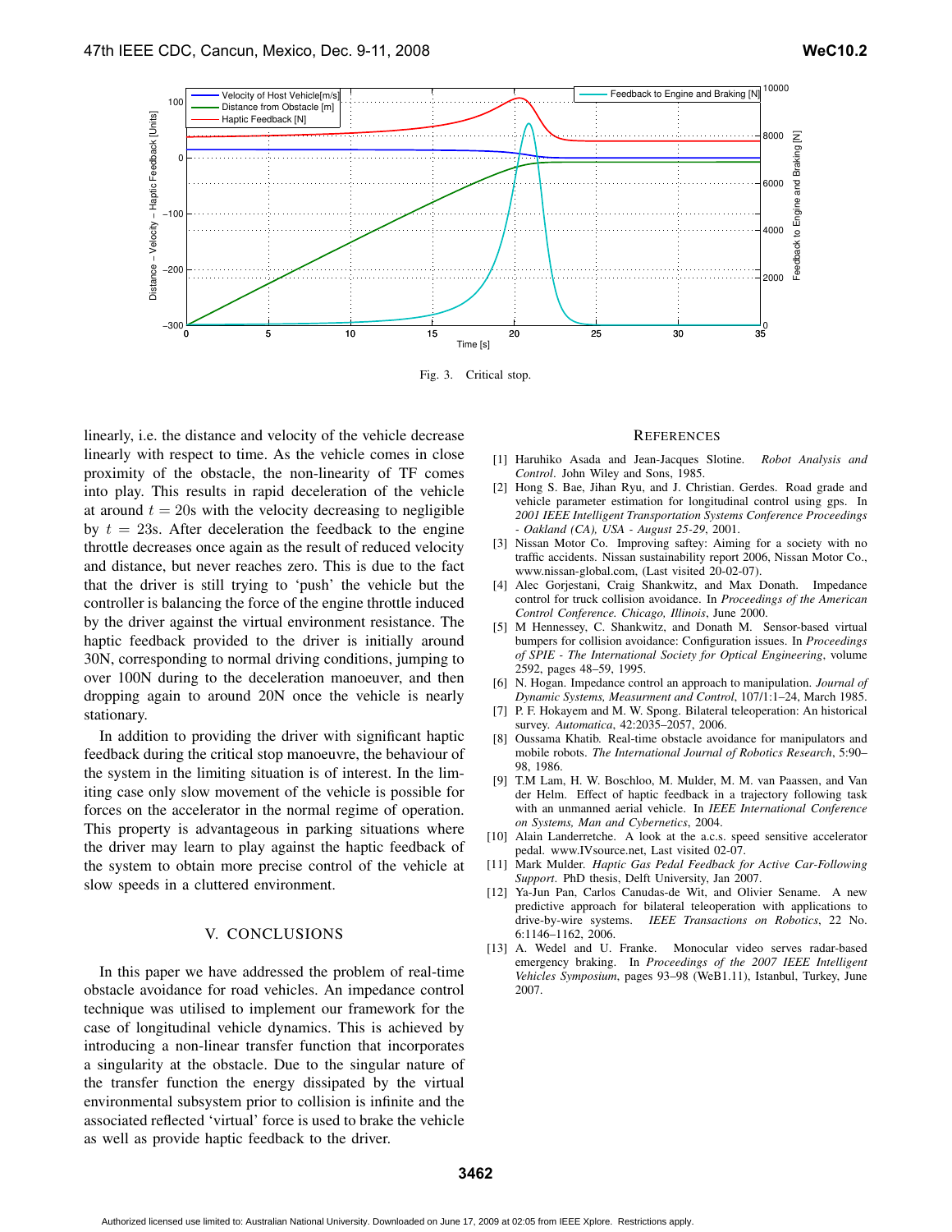Velocity of Host Vehicle[m/s]
Distance from Obstacle [m]
Haptic Feedback [N]
Feedback to Engine and Braking [N]
Distance – Velocity – Haptic Feedback [Units]
Feedback to Engine and Braking [N]
100
0
−100
−200
−300
10000
8000
6000
4000
2000
0
0 5 10 15 20 25 30 35
Time [s]

Fig. 3. Critical stop.

linearly, i.e. the distance and velocity of the vehicle decrease linearly with respect to time. As the vehicle comes in close proximity of the obstacle, the non-linearity of TF comes into play. This results in rapid deceleration of the vehicle at around $t = 20$s with the velocity decreasing to negligible by $t = 23$s. After deceleration the feedback to the engine throttle decreases once again as the result of reduced velocity and distance, but never reaches zero. This is due to the fact that the driver is still trying to 'push' the vehicle but the controller is balancing the force of the engine throttle induced by the driver against the virtual environment resistance. The haptic feedback provided to the driver is initially around 30N, corresponding to normal driving conditions, jumping to over 100N during to the deceleration manoeuver, and then dropping again to around 20N once the vehicle is nearly stationary.

In addition to providing the driver with significant haptic feedback during the critical stop manoeuvre, the behaviour of the system in the limiting situation is of interest. In the limiting case only slow movement of the vehicle is possible for forces on the accelerator in the normal regime of operation. This property is advantageous in parking situations where the driver may learn to play against the haptic feedback of the system to obtain more precise control of the vehicle at slow speeds in a cluttered environment.

## V. CONCLUSIONS

In this paper we have addressed the problem of real-time obstacle avoidance for road vehicles. An impedance control technique was utilised to implement our framework for the case of longitudinal vehicle dynamics. This is achieved by introducing a non-linear transfer function that incorporates a singularity at the obstacle. Due to the singular nature of the transfer function the energy dissipated by the virtual environmental subsystem prior to collision is infinite and the associated reflected 'virtual' force is used to brake the vehicle as well as provide haptic feedback to the driver.

## REFERENCES

[1] Haruhiko Asada and Jean-Jacques Slotine. *Robot Analysis and Control*. John Wiley and Sons, 1985.

[2] Hong S. Bae, Jihan Ryu, and J. Christian. Gerdes. Road grade and vehicle parameter estimation for longitudinal control using gps. In *2001 IEEE Intelligent Transportation Systems Conference Proceedings - Oakland (CA), USA - August 25-29*, 2001.

[3] Nissan Motor Co. Improving saftey: Aiming for a society with no traffic accidents. Nissan sustainability report 2006, Nissan Motor Co., www.nissan-global.com, (Last visited 20-02-07).

[4] Alec Gorjestani, Craig Shankwitz, and Max Donath. Impedance control for truck collision avoidance. In *Proceedings of the American Control Conference. Chicago, Illinois*, June 2000.

[5] M Hennessey, C. Shankwitz, and Donath M. Sensor-based virtual bumpers for collision avoidance: Configuration issues. In *Proceedings of SPIE - The International Society for Optical Engineering*, volume 2592, pages 48–59, 1995.

[6] N. Hogan. Impedance control an approach to manipulation. *Journal of Dynamic Systems, Measurment and Control*, 107/1:1–24, March 1985.

[7] P. F. Hokayem and M. W. Spong. Bilateral teleoperation: An historical survey. *Automatica*, 42:2035–2057, 2006.

[8] Oussama Khatib. Real-time obstacle avoidance for manipulators and mobile robots. *The International Journal of Robotics Research*, 5:90–98, 1986.

[9] T.M Lam, H. W. Boschloo, M. Mulder, M. M. van Paassen, and Van der Helm. Effect of haptic feedback in a trajectory following task with an unmanned aerial vehicle. In *IEEE International Conference on Systems, Man and Cybernetics*, 2004.

[10] Alain Landerretche. A look at the a.c.s. speed sensitive accelerator pedal. www.IVsource.net, Last visited 02-07.

[11] Mark Mulder. *Haptic Gas Pedal Feedback for Active Car-Following Support*. PhD thesis, Delft University, Jan 2007.

[12] Ya-Jun Pan, Carlos Canudas-de Wit, and Olivier Sename. A new predictive approach for bilateral teleoperation with applications to drive-by-wire systems. *IEEE Transactions on Robotics*, 22 No. 6:1146–1162, 2006.

[13] A. Wedel and U. Franke. Monocular video serves radar-based emergency braking. In *Proceedings of the 2007 IEEE Intelligent Vehicles Symposium*, pages 93–98 (WeB1.11), Istanbul, Turkey, June 2007.